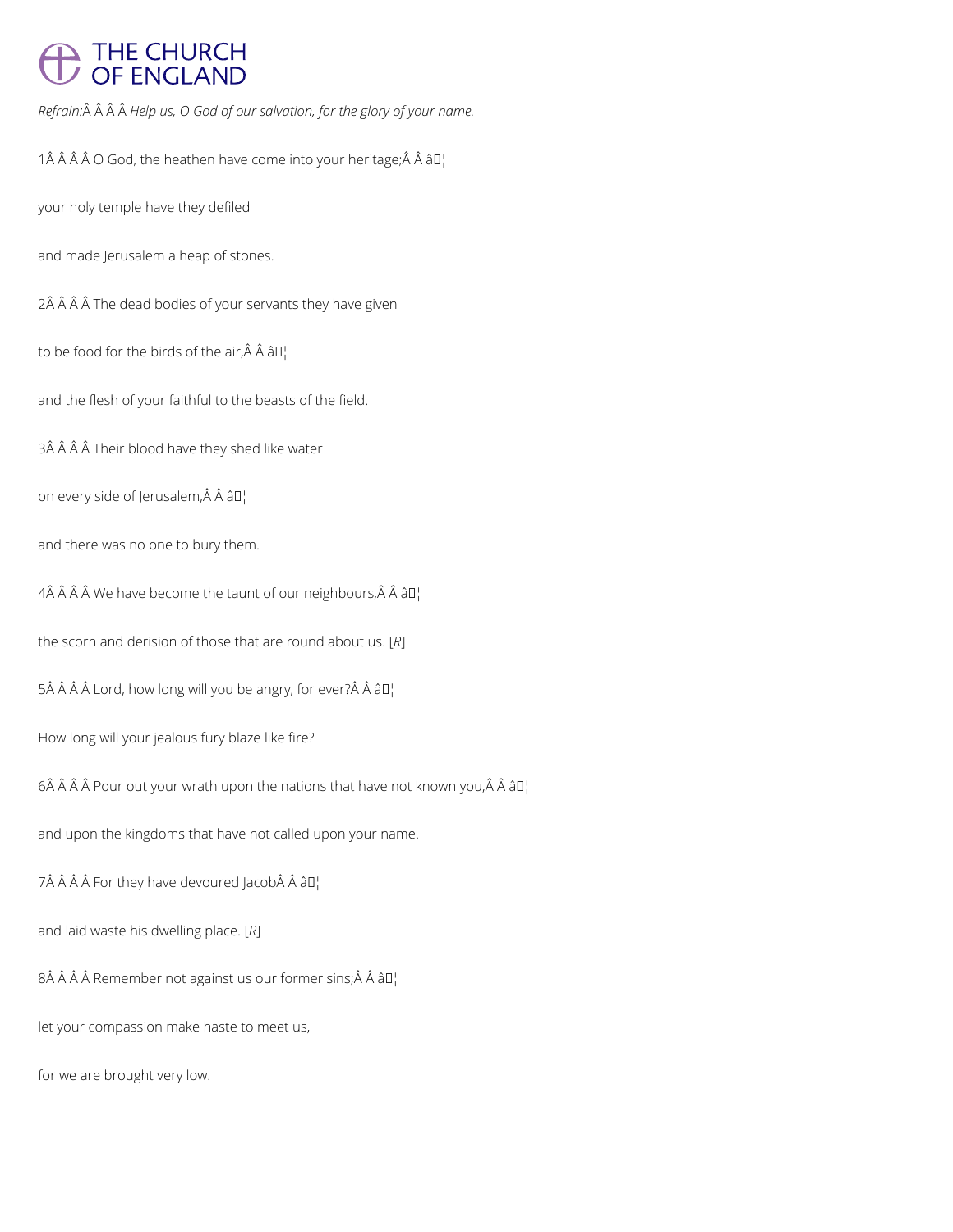*Refrain:* *Help us, O God of our salvation, for the glory of your name.*

1 O God, the heathen have come into your heritage; ✦

your holy temple have they defiled

and made Jerusalem a heap of stones.

2 The dead bodies of your servants they have given

to be food for the birds of the air, ✦

and the flesh of your faithful to the beasts of the field.

3 Their blood have they shed like water

on every side of Jerusalem, ✦

and there was no one to bury them.

4 We have become the taunt of our neighbours, ✦

the scorn and derision of those that are round about us. [*R*]

5 Lord, how long will you be angry, for ever? ✦

How long will your jealous fury blaze like fire?

6 Pour out your wrath upon the nations that have not known you, ✦

and upon the kingdoms that have not called upon your name.

7 For they have devoured Jacob ✦

and laid waste his dwelling place. [*R*]

8 Remember not against us our former sins; ✦

let your compassion make haste to meet us,

for we are brought very low.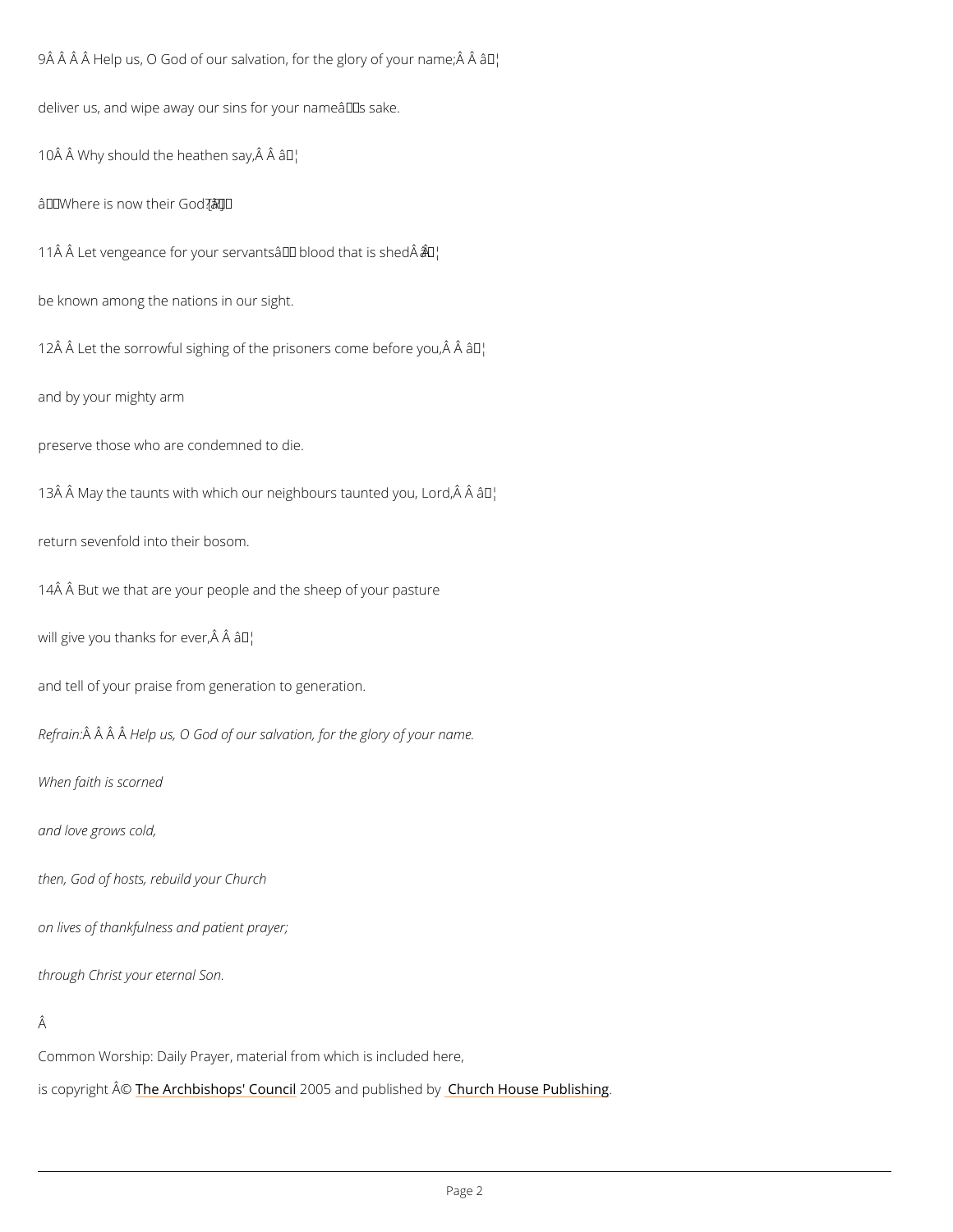9Â Â Â Â Help us, O God of our salvation, for the glory of your name;Â Â â¦

deliver us, and wipe away our sins for your nameâs sake.

10Â Â Why should the heathen say,Â Â â¦

âWhere is now their God?â

11Â Â Let vengeance for your servantsâ blood that is shedÂ â¦

be known among the nations in our sight.

12Â Â Let the sorrowful sighing of the prisoners come before you,Â Â â¦

and by your mighty arm

preserve those who are condemned to die.

13Â Â May the taunts with which our neighbours taunted you, Lord,Â Â â¦

return sevenfold into their bosom.

14Â Â But we that are your people and the sheep of your pasture

will give you thanks for ever,Â Â â¦

and tell of your praise from generation to generation.

*Refrain:*Â Â Â Â *Help us, O God of our salvation, for the glory of your name.*

*When faith is scorned*

*and love grows cold,*

*then, God of hosts, rebuild your Church*

*on lives of thankfulness and patient prayer;*

*through Christ your eternal Son.*

Â

Common Worship: Daily Prayer, material from which is included here,

is copyright Â© The Archbishops' Council 2005 and published by Church House Publishing.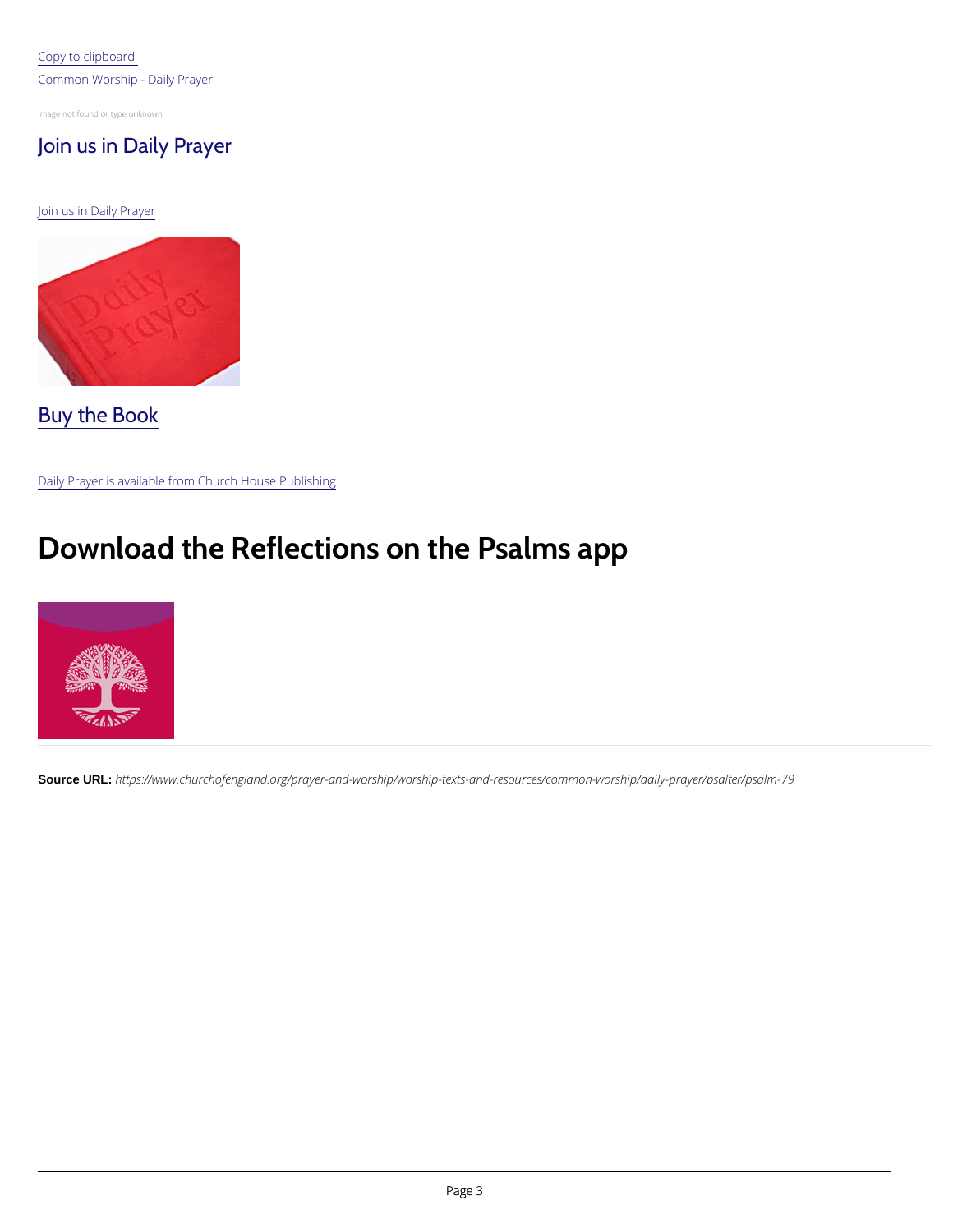Copy to clipboard

Common Worship - Daily Prayer

Image not found or type unknown

## Join us in Daily Prayer

Join us in Daily Prayer

## Buy the Book

Daily Prayer is available from Church House Publishing

# Download the Reflections on the Psalms app

**Source URL:** https://www.churchofengland.org/prayer-and-worship/worship-texts-and-resources/common-worship/daily-prayer/psalter/psalm-79